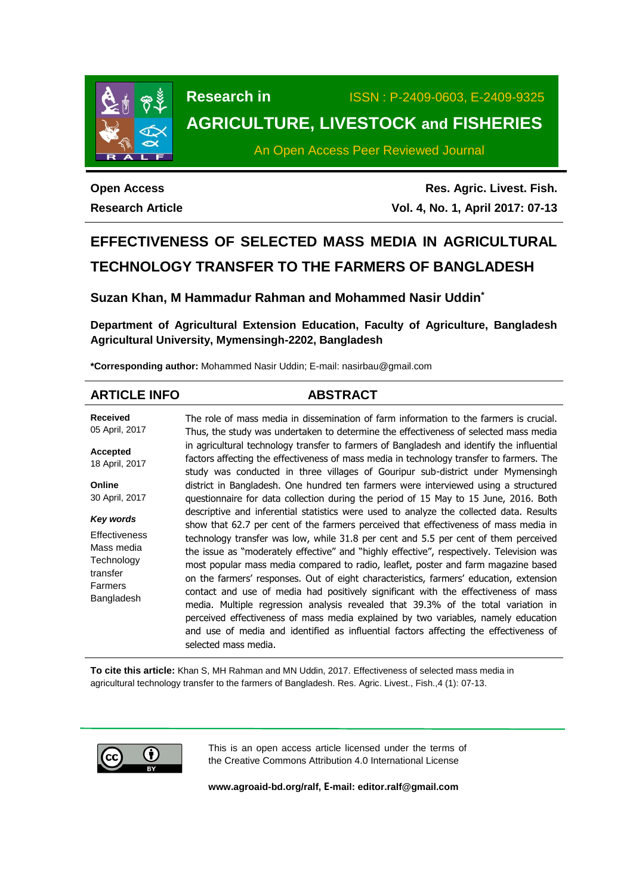**Research in** ISSN : P-2409-0603, E-2409-9325

**AGRICULTURE, LIVESTOCK and FISHERIES**

An Open Access Peer Reviewed Journal

**Open Access**

**Research Article**

**Res. Agric. Livest. Fish.**

**Vol. 4, No. 1, April 2017: 07-13**

# EFFECTIVENESS OF SELECTED MASS MEDIA IN AGRICULTURAL TECHNOLOGY TRANSFER TO THE FARMERS OF BANGLADESH

**Suzan Khan, M Hammadur Rahman and Mohammed Nasir Uddin***

**Department of Agricultural Extension Education, Faculty of Agriculture, Bangladesh Agricultural University, Mymensingh-2202, Bangladesh**

***Corresponding author:** Mohammed Nasir Uddin; E-mail: nasirbau@gmail.com

## ARTICLE INFO

**Received**
05 April, 2017

**Accepted**
18 April, 2017

**Online**
30 April, 2017

***Key words***
Effectiveness
Mass media
Technology transfer
Farmers
Bangladesh

## ABSTRACT

The role of mass media in dissemination of farm information to the farmers is crucial. Thus, the study was undertaken to determine the effectiveness of selected mass media in agricultural technology transfer to farmers of Bangladesh and identify the influential factors affecting the effectiveness of mass media in technology transfer to farmers. The study was conducted in three villages of Gouripur sub-district under Mymensingh district in Bangladesh. One hundred ten farmers were interviewed using a structured questionnaire for data collection during the period of 15 May to 15 June, 2016. Both descriptive and inferential statistics were used to analyze the collected data. Results show that 62.7 per cent of the farmers perceived that effectiveness of mass media in technology transfer was low, while 31.8 per cent and 5.5 per cent of them perceived the issue as "moderately effective" and "highly effective", respectively. Television was most popular mass media compared to radio, leaflet, poster and farm magazine based on the farmers' responses. Out of eight characteristics, farmers' education, extension contact and use of media had positively significant with the effectiveness of mass media. Multiple regression analysis revealed that 39.3% of the total variation in perceived effectiveness of mass media explained by two variables, namely education and use of media and identified as influential factors affecting the effectiveness of selected mass media.

**To cite this article:** Khan S, MH Rahman and MN Uddin, 2017. Effectiveness of selected mass media in agricultural technology transfer to the farmers of Bangladesh. Res. Agric. Livest., Fish.,4 (1): 07-13.

This is an open access article licensed under the terms of the Creative Commons Attribution 4.0 International License

**www.agroaid-bd.org/ralf, E-mail: editor.ralf@gmail.com**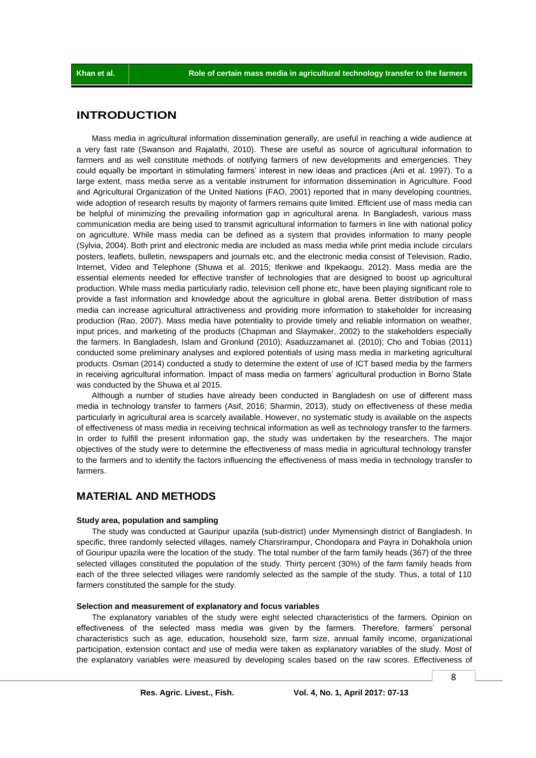## INTRODUCTION

Mass media in agricultural information dissemination generally, are useful in reaching a wide audience at a very fast rate (Swanson and Rajalathi, 2010). These are useful as source of agricultural information to farmers and as well constitute methods of notifying farmers of new developments and emergencies. They could equally be important in stimulating farmers' interest in new ideas and practices (Ani et al. 1997). To a large extent, mass media serve as a veritable instrument for information dissemination in Agriculture. Food and Agricultural Organization of the United Nations (FAO, 2001) reported that in many developing countries, wide adoption of research results by majority of farmers remains quite limited. Efficient use of mass media can be helpful of minimizing the prevailing information gap in agricultural arena. In Bangladesh, various mass communication media are being used to transmit agricultural information to farmers in line with national policy on agriculture. While mass media can be defined as a system that provides information to many people (Sylvia, 2004). Both print and electronic media are included as mass media while print media include circulars posters, leaflets, bulletin, newspapers and journals etc, and the electronic media consist of Television, Radio, Internet, Video and Telephone (Shuwa et al. 2015; Ifenkwe and Ikpekaogu, 2012). Mass media are the essential elements needed for effective transfer of technologies that are designed to boost up agricultural production. While mass media particularly radio, television cell phone etc, have been playing significant role to provide a fast information and knowledge about the agriculture in global arena. Better distribution of mass media can increase agricultural attractiveness and providing more information to stakeholder for increasing production (Rao, 2007). Mass media have potentiality to provide timely and reliable information on weather, input prices, and marketing of the products (Chapman and Slaymaker, 2002) to the stakeholders especially the farmers. In Bangladesh, Islam and Gronlund (2010); Asaduzzamanet al. (2010); Cho and Tobias (2011) conducted some preliminary analyses and explored potentials of using mass media in marketing agricultural products. Osman (2014) conducted a study to determine the extent of use of ICT based media by the farmers in receiving agricultural information. Impact of mass media on farmers' agricultural production in Borno State was conducted by the Shuwa et al 2015.

Although a number of studies have already been conducted in Bangladesh on use of different mass media in technology transfer to farmers (Asif, 2016; Sharmin, 2013), study on effectiveness of these media particularly in agricultural area is scarcely available. However, no systematic study is available on the aspects of effectiveness of mass media in receiving technical information as well as technology transfer to the farmers. In order to fulfill the present information gap, the study was undertaken by the researchers. The major objectives of the study were to determine the effectiveness of mass media in agricultural technology transfer to the farmers and to identify the factors influencing the effectiveness of mass media in technology transfer to farmers.

## MATERIAL AND METHODS

### Study area, population and sampling

The study was conducted at Gauripur upazila (sub-district) under Mymensingh district of Bangladesh. In specific, three randomly selected villages, namely Charsrirampur, Chondopara and Payra in Dohakhola union of Gouripur upazila were the location of the study. The total number of the farm family heads (367) of the three selected villages constituted the population of the study. Thirty percent (30%) of the farm family heads from each of the three selected villages were randomly selected as the sample of the study. Thus, a total of 110 farmers constituted the sample for the study.

### Selection and measurement of explanatory and focus variables

The explanatory variables of the study were eight selected characteristics of the farmers. Opinion on effectiveness of the selected mass media was given by the farmers. Therefore, farmers' personal characteristics such as age, education, household size, farm size, annual family income, organizational participation, extension contact and use of media were taken as explanatory variables of the study. Most of the explanatory variables were measured by developing scales based on the raw scores. Effectiveness of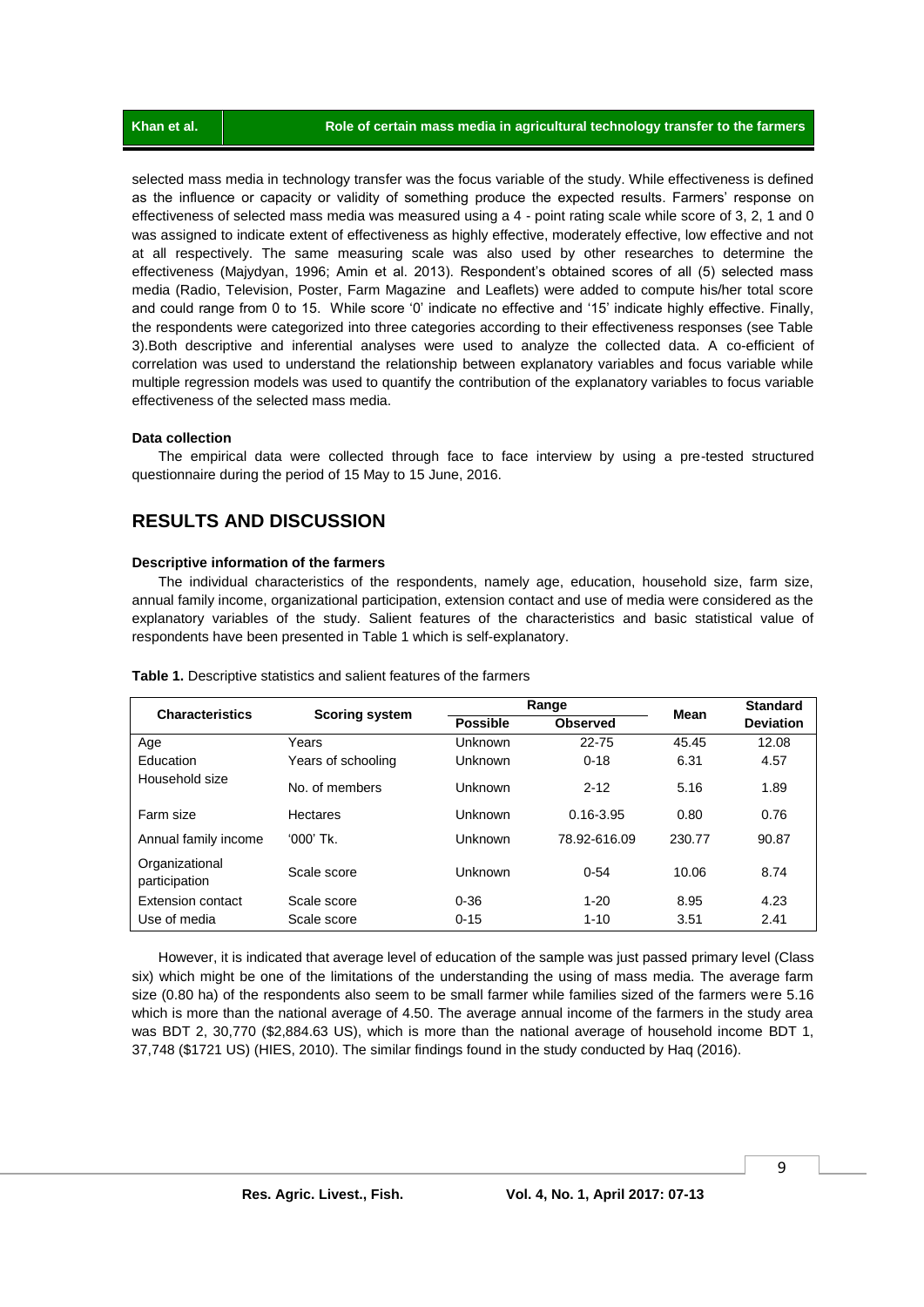selected mass media in technology transfer was the focus variable of the study. While effectiveness is defined as the influence or capacity or validity of something produce the expected results. Farmers' response on effectiveness of selected mass media was measured using a 4 - point rating scale while score of 3, 2, 1 and 0 was assigned to indicate extent of effectiveness as highly effective, moderately effective, low effective and not at all respectively. The same measuring scale was also used by other researches to determine the effectiveness (Majydyan, 1996; Amin et al. 2013). Respondent's obtained scores of all (5) selected mass media (Radio, Television, Poster, Farm Magazine and Leaflets) were added to compute his/her total score and could range from 0 to 15. While score '0' indicate no effective and '15' indicate highly effective. Finally, the respondents were categorized into three categories according to their effectiveness responses (see Table 3).Both descriptive and inferential analyses were used to analyze the collected data. A co-efficient of correlation was used to understand the relationship between explanatory variables and focus variable while multiple regression models was used to quantify the contribution of the explanatory variables to focus variable effectiveness of the selected mass media.

### Data collection

The empirical data were collected through face to face interview by using a pre-tested structured questionnaire during the period of 15 May to 15 June, 2016.

## RESULTS AND DISCUSSION

### Descriptive information of the farmers

The individual characteristics of the respondents, namely age, education, household size, farm size, annual family income, organizational participation, extension contact and use of media were considered as the explanatory variables of the study. Salient features of the characteristics and basic statistical value of respondents have been presented in Table 1 which is self-explanatory.

**Table 1.** Descriptive statistics and salient features of the farmers

| Characteristics | Scoring system | Range | | Mean | Standard Deviation |
|---|---|---|---|---|---|
| | | Possible | Observed | | |
| Age | Years | Unknown | 22-75 | 45.45 | 12.08 |
| Education | Years of schooling | Unknown | 0-18 | 6.31 | 4.57 |
| Household size | No. of members | Unknown | 2-12 | 5.16 | 1.89 |
| Farm size | Hectares | Unknown | 0.16-3.95 | 0.80 | 0.76 |
| Annual family income | '000' Tk. | Unknown | 78.92-616.09 | 230.77 | 90.87 |
| Organizational participation | Scale score | Unknown | 0-54 | 10.06 | 8.74 |
| Extension contact | Scale score | 0-36 | 1-20 | 8.95 | 4.23 |
| Use of media | Scale score | 0-15 | 1-10 | 3.51 | 2.41 |

However, it is indicated that average level of education of the sample was just passed primary level (Class six) which might be one of the limitations of the understanding the using of mass media. The average farm size (0.80 ha) of the respondents also seem to be small farmer while families sized of the farmers were 5.16 which is more than the national average of 4.50. The average annual income of the farmers in the study area was BDT 2, 30,770 ($2,884.63 US), which is more than the national average of household income BDT 1, 37,748 ($1721 US) (HIES, 2010). The similar findings found in the study conducted by Haq (2016).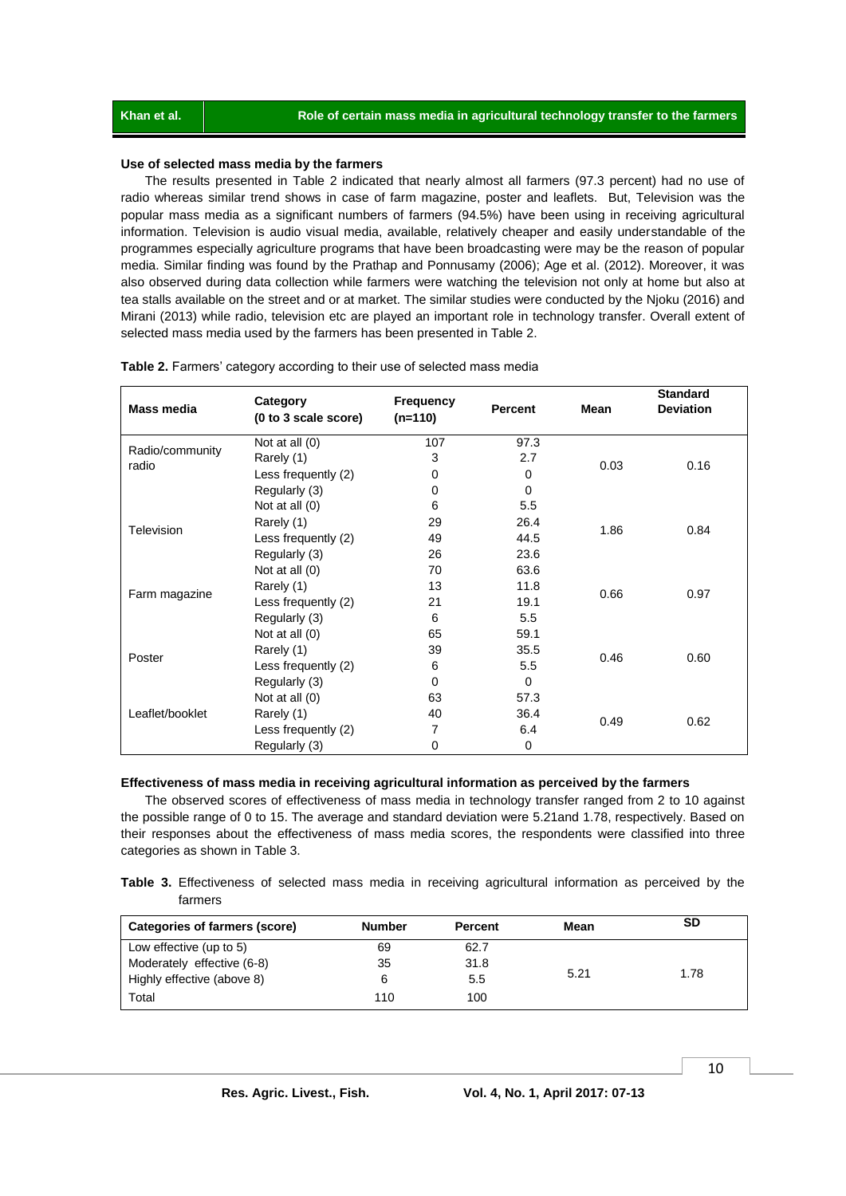### Use of selected mass media by the farmers

The results presented in Table 2 indicated that nearly almost all farmers (97.3 percent) had no use of radio whereas similar trend shows in case of farm magazine, poster and leaflets. But, Television was the popular mass media as a significant numbers of farmers (94.5%) have been using in receiving agricultural information. Television is audio visual media, available, relatively cheaper and easily understandable of the programmes especially agriculture programs that have been broadcasting were may be the reason of popular media. Similar finding was found by the Prathap and Ponnusamy (2006); Age et al. (2012). Moreover, it was also observed during data collection while farmers were watching the television not only at home but also at tea stalls available on the street and or at market. The similar studies were conducted by the Njoku (2016) and Mirani (2013) while radio, television etc are played an important role in technology transfer. Overall extent of selected mass media used by the farmers has been presented in Table 2.

**Table 2.** Farmers' category according to their use of selected mass media

| Mass media | Category (0 to 3 scale score) | Frequency (n=110) | Percent | Mean | Standard Deviation |
|---|---|---|---|---|---|
| Radio/community radio | Not at all (0) | 107 | 97.3 | 0.03 | 0.16 |
| | Rarely (1) | 3 | 2.7 | | |
| | Less frequently (2) | 0 | 0 | | |
| | Regularly (3) | 0 | 0 | | |
| Television | Not at all (0) | 6 | 5.5 | 1.86 | 0.84 |
| | Rarely (1) | 29 | 26.4 | | |
| | Less frequently (2) | 49 | 44.5 | | |
| | Regularly (3) | 26 | 23.6 | | |
| Farm magazine | Not at all (0) | 70 | 63.6 | 0.66 | 0.97 |
| | Rarely (1) | 13 | 11.8 | | |
| | Less frequently (2) | 21 | 19.1 | | |
| | Regularly (3) | 6 | 5.5 | | |
| Poster | Not at all (0) | 65 | 59.1 | 0.46 | 0.60 |
| | Rarely (1) | 39 | 35.5 | | |
| | Less frequently (2) | 6 | 5.5 | | |
| | Regularly (3) | 0 | 0 | | |
| Leaflet/booklet | Not at all (0) | 63 | 57.3 | 0.49 | 0.62 |
| | Rarely (1) | 40 | 36.4 | | |
| | Less frequently (2) | 7 | 6.4 | | |
| | Regularly (3) | 0 | 0 | | |

### Effectiveness of mass media in receiving agricultural information as perceived by the farmers

The observed scores of effectiveness of mass media in technology transfer ranged from 2 to 10 against the possible range of 0 to 15. The average and standard deviation were 5.21and 1.78, respectively. Based on their responses about the effectiveness of mass media scores, the respondents were classified into three categories as shown in Table 3.

**Table 3.** Effectiveness of selected mass media in receiving agricultural information as perceived by the farmers

| Categories of farmers (score) | Number | Percent | Mean | SD |
|---|---|---|---|---|
| Low effective (up to 5) | 69 | 62.7 | 5.21 | 1.78 |
| Moderately effective (6-8) | 35 | 31.8 | | |
| Highly effective (above 8) | 6 | 5.5 | | |
| Total | 110 | 100 | | |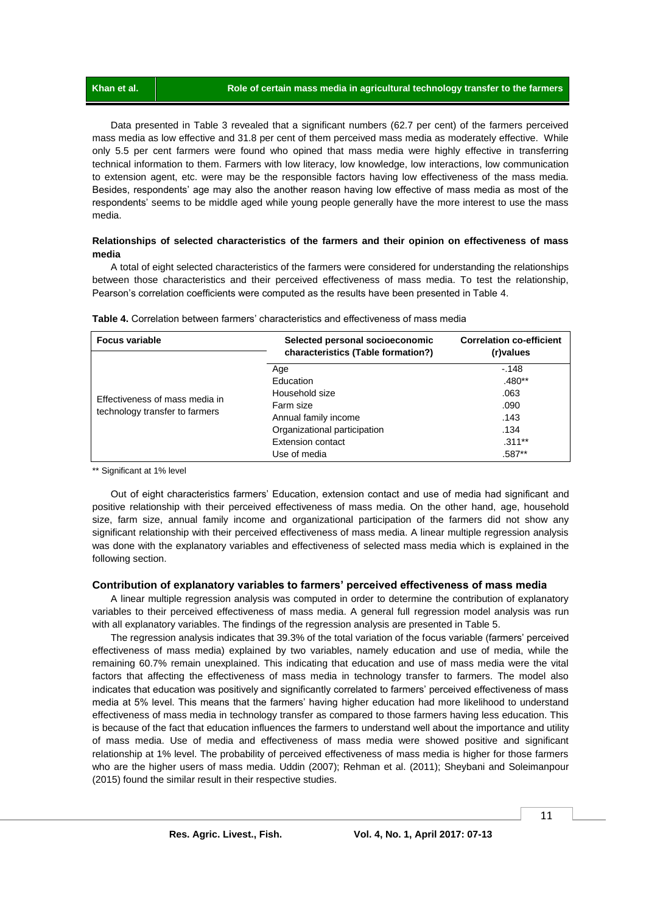Data presented in Table 3 revealed that a significant numbers (62.7 per cent) of the farmers perceived mass media as low effective and 31.8 per cent of them perceived mass media as moderately effective. While only 5.5 per cent farmers were found who opined that mass media were highly effective in transferring technical information to them. Farmers with low literacy, low knowledge, low interactions, low communication to extension agent, etc. were may be the responsible factors having low effectiveness of the mass media. Besides, respondents' age may also the another reason having low effective of mass media as most of the respondents' seems to be middle aged while young people generally have the more interest to use the mass media.

### Relationships of selected characteristics of the farmers and their opinion on effectiveness of mass media

A total of eight selected characteristics of the farmers were considered for understanding the relationships between those characteristics and their perceived effectiveness of mass media. To test the relationship, Pearson's correlation coefficients were computed as the results have been presented in Table 4.

**Table 4.** Correlation between farmers' characteristics and effectiveness of mass media

| Focus variable | Selected personal socioeconomic characteristics (Table formation?) | Correlation co-efficient (r)values |
|---|---|---|
| Effectiveness of mass media in technology transfer to farmers | Age | -.148 |
| | Education | .480** |
| | Household size | .063 |
| | Farm size | .090 |
| | Annual family income | .143 |
| | Organizational participation | .134 |
| | Extension contact | .311** |
| | Use of media | .587** |

** Significant at 1% level

Out of eight characteristics farmers' Education, extension contact and use of media had significant and positive relationship with their perceived effectiveness of mass media. On the other hand, age, household size, farm size, annual family income and organizational participation of the farmers did not show any significant relationship with their perceived effectiveness of mass media. A linear multiple regression analysis was done with the explanatory variables and effectiveness of selected mass media which is explained in the following section.

### Contribution of explanatory variables to farmers' perceived effectiveness of mass media

A linear multiple regression analysis was computed in order to determine the contribution of explanatory variables to their perceived effectiveness of mass media. A general full regression model analysis was run with all explanatory variables. The findings of the regression analysis are presented in Table 5.

The regression analysis indicates that 39.3% of the total variation of the focus variable (farmers' perceived effectiveness of mass media) explained by two variables, namely education and use of media, while the remaining 60.7% remain unexplained. This indicating that education and use of mass media were the vital factors that affecting the effectiveness of mass media in technology transfer to farmers. The model also indicates that education was positively and significantly correlated to farmers' perceived effectiveness of mass media at 5% level. This means that the farmers' having higher education had more likelihood to understand effectiveness of mass media in technology transfer as compared to those farmers having less education. This is because of the fact that education influences the farmers to understand well about the importance and utility of mass media. Use of media and effectiveness of mass media were showed positive and significant relationship at 1% level. The probability of perceived effectiveness of mass media is higher for those farmers who are the higher users of mass media. Uddin (2007); Rehman et al. (2011); Sheybani and Soleimanpour (2015) found the similar result in their respective studies.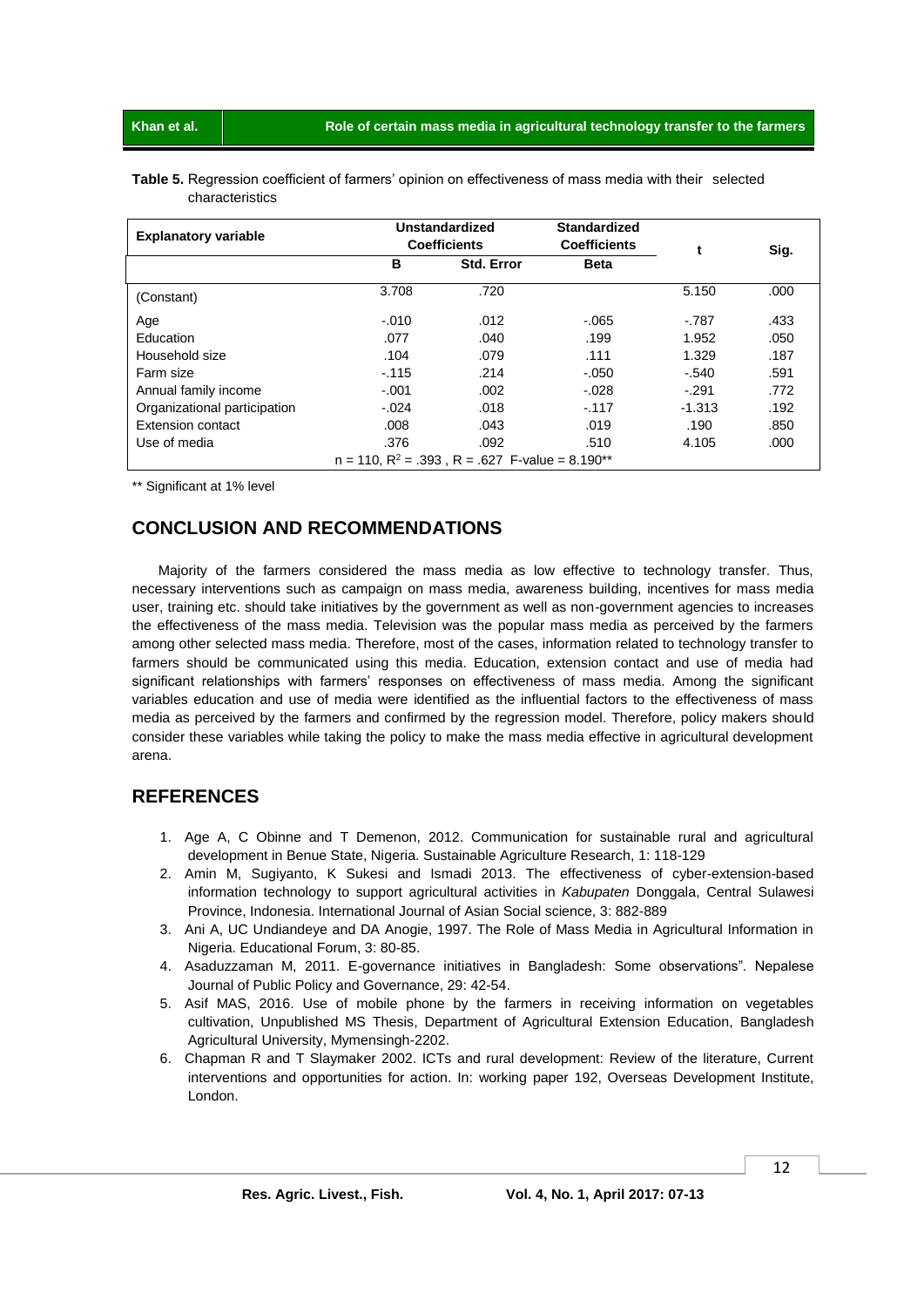**Table 5.** Regression coefficient of farmers' opinion on effectiveness of mass media with their selected characteristics

| Explanatory variable | Unstandardized Coefficients | | Standardized Coefficients | t | Sig. |
|---|---|---|---|---|---|
| | B | Std. Error | Beta | | |
| (Constant) | 3.708 | .720 | | 5.150 | .000 |
| Age | -.010 | .012 | -.065 | -.787 | .433 |
| Education | .077 | .040 | .199 | 1.952 | .050 |
| Household size | .104 | .079 | .111 | 1.329 | .187 |
| Farm size | -.115 | .214 | -.050 | -.540 | .591 |
| Annual family income | -.001 | .002 | -.028 | -.291 | .772 |
| Organizational participation | -.024 | .018 | -.117 | -1.313 | .192 |
| Extension contact | .008 | .043 | .019 | .190 | .850 |
| Use of media | .376 | .092 | .510 | 4.105 | .000 |
| n = 110, $R^2$ = .393 , R = .627 F-value = 8.190** | | | | | |

** Significant at 1% level

## CONCLUSION AND RECOMMENDATIONS

Majority of the farmers considered the mass media as low effective to technology transfer. Thus, necessary interventions such as campaign on mass media, awareness building, incentives for mass media user, training etc. should take initiatives by the government as well as non-government agencies to increases the effectiveness of the mass media. Television was the popular mass media as perceived by the farmers among other selected mass media. Therefore, most of the cases, information related to technology transfer to farmers should be communicated using this media. Education, extension contact and use of media had significant relationships with farmers' responses on effectiveness of mass media. Among the significant variables education and use of media were identified as the influential factors to the effectiveness of mass media as perceived by the farmers and confirmed by the regression model. Therefore, policy makers should consider these variables while taking the policy to make the mass media effective in agricultural development arena.

## REFERENCES

1. Age A, C Obinne and T Demenon, 2012. Communication for sustainable rural and agricultural development in Benue State, Nigeria. Sustainable Agriculture Research, 1: 118-129
2. Amin M, Sugiyanto, K Sukesi and Ismadi 2013. The effectiveness of cyber-extension-based information technology to support agricultural activities in *Kabupaten* Donggala, Central Sulawesi Province, Indonesia. International Journal of Asian Social science, 3: 882-889
3. Ani A, UC Undiandeye and DA Anogie, 1997. The Role of Mass Media in Agricultural Information in Nigeria. Educational Forum, 3: 80-85.
4. Asaduzzaman M, 2011. E-governance initiatives in Bangladesh: Some observations". Nepalese Journal of Public Policy and Governance, 29: 42-54.
5. Asif MAS, 2016. Use of mobile phone by the farmers in receiving information on vegetables cultivation, Unpublished MS Thesis, Department of Agricultural Extension Education, Bangladesh Agricultural University, Mymensingh-2202.
6. Chapman R and T Slaymaker 2002. ICTs and rural development: Review of the literature, Current interventions and opportunities for action. In: working paper 192, Overseas Development Institute, London.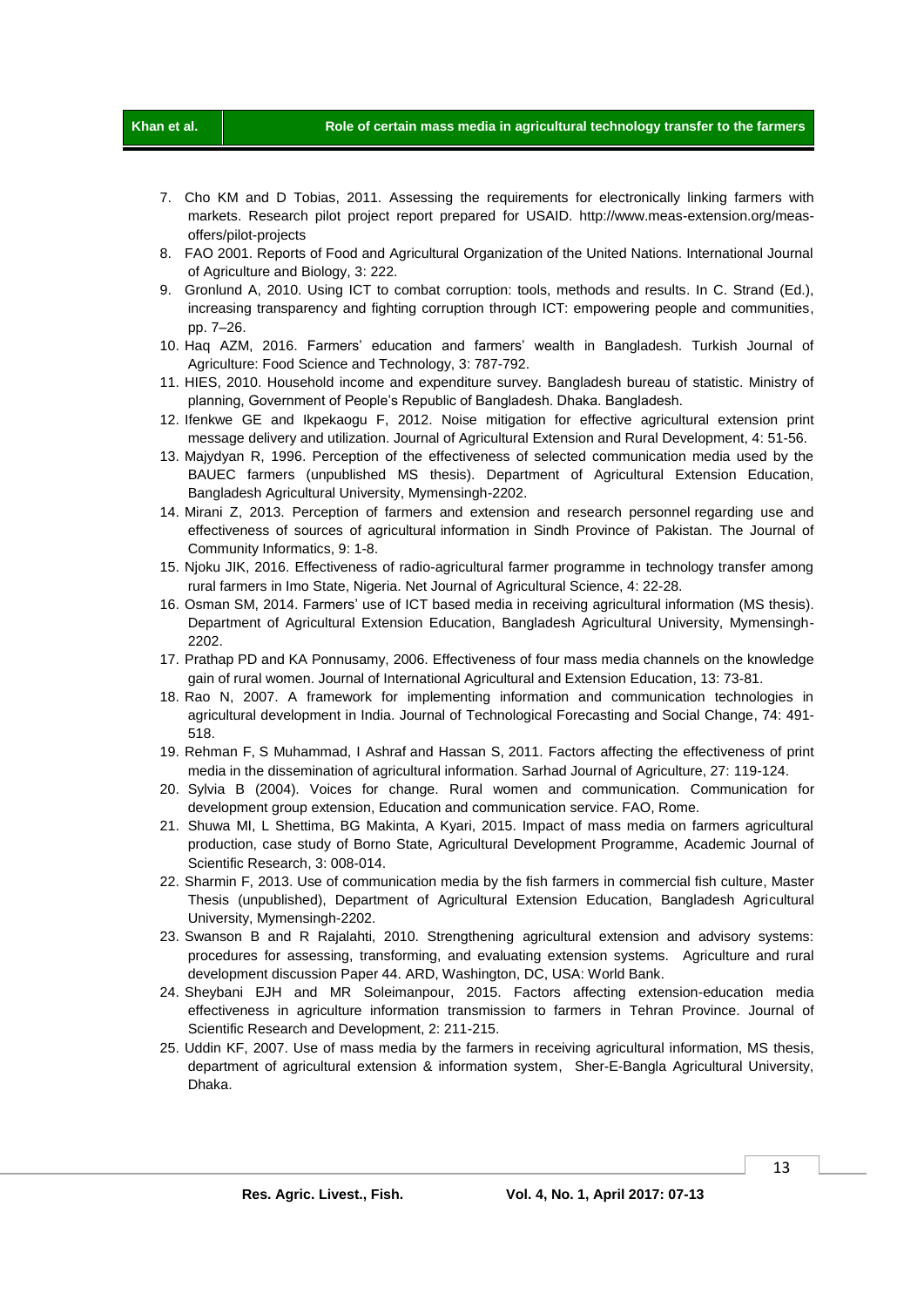7. Cho KM and D Tobias, 2011. Assessing the requirements for electronically linking farmers with markets. Research pilot project report prepared for USAID. http://www.meas-extension.org/meas-offers/pilot-projects
8. FAO 2001. Reports of Food and Agricultural Organization of the United Nations. International Journal of Agriculture and Biology, 3: 222.
9. Gronlund A, 2010. Using ICT to combat corruption: tools, methods and results. In C. Strand (Ed.), increasing transparency and fighting corruption through ICT: empowering people and communities, pp. 7–26.
10. Haq AZM, 2016. Farmers' education and farmers' wealth in Bangladesh. Turkish Journal of Agriculture: Food Science and Technology, 3: 787-792.
11. HIES, 2010. Household income and expenditure survey. Bangladesh bureau of statistic. Ministry of planning, Government of People's Republic of Bangladesh. Dhaka. Bangladesh.
12. Ifenkwe GE and Ikpekaogu F, 2012. Noise mitigation for effective agricultural extension print message delivery and utilization. Journal of Agricultural Extension and Rural Development, 4: 51-56.
13. Majydyan R, 1996. Perception of the effectiveness of selected communication media used by the BAUEC farmers (unpublished MS thesis). Department of Agricultural Extension Education, Bangladesh Agricultural University, Mymensingh-2202.
14. Mirani Z, 2013. Perception of farmers and extension and research personnel regarding use and effectiveness of sources of agricultural information in Sindh Province of Pakistan. The Journal of Community Informatics, 9: 1-8.
15. Njoku JIK, 2016. Effectiveness of radio-agricultural farmer programme in technology transfer among rural farmers in Imo State, Nigeria. Net Journal of Agricultural Science, 4: 22-28.
16. Osman SM, 2014. Farmers' use of ICT based media in receiving agricultural information (MS thesis). Department of Agricultural Extension Education, Bangladesh Agricultural University, Mymensingh-2202.
17. Prathap PD and KA Ponnusamy, 2006. Effectiveness of four mass media channels on the knowledge gain of rural women. Journal of International Agricultural and Extension Education, 13: 73-81.
18. Rao N, 2007. A framework for implementing information and communication technologies in agricultural development in India. Journal of Technological Forecasting and Social Change, 74: 491-518.
19. Rehman F, S Muhammad, I Ashraf and Hassan S, 2011. Factors affecting the effectiveness of print media in the dissemination of agricultural information. Sarhad Journal of Agriculture, 27: 119-124.
20. Sylvia B (2004). Voices for change. Rural women and communication. Communication for development group extension, Education and communication service. FAO, Rome.
21. Shuwa MI, L Shettima, BG Makinta, A Kyari, 2015. Impact of mass media on farmers agricultural production, case study of Borno State, Agricultural Development Programme, Academic Journal of Scientific Research, 3: 008-014.
22. Sharmin F, 2013. Use of communication media by the fish farmers in commercial fish culture, Master Thesis (unpublished), Department of Agricultural Extension Education, Bangladesh Agricultural University, Mymensingh-2202.
23. Swanson B and R Rajalahti, 2010. Strengthening agricultural extension and advisory systems: procedures for assessing, transforming, and evaluating extension systems. Agriculture and rural development discussion Paper 44. ARD, Washington, DC, USA: World Bank.
24. Sheybani EJH and MR Soleimanpour, 2015. Factors affecting extension-education media effectiveness in agriculture information transmission to farmers in Tehran Province. Journal of Scientific Research and Development, 2: 211-215.
25. Uddin KF, 2007. Use of mass media by the farmers in receiving agricultural information, MS thesis, department of agricultural extension & information system, Sher-E-Bangla Agricultural University, Dhaka.